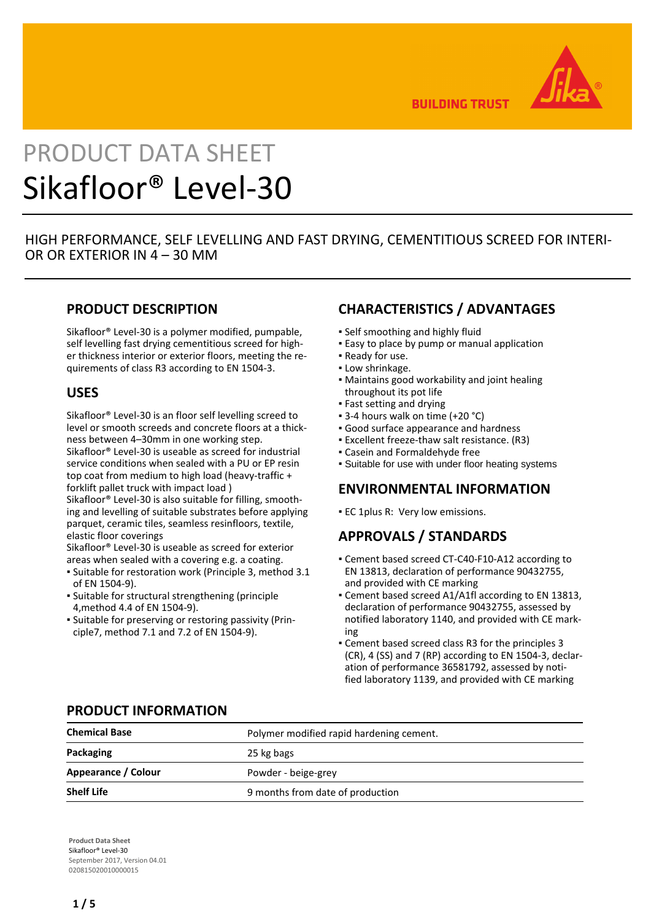# PRODUCT DATA SHEET

# Sikafloor® Level-30

HIGH PERFORMANCE, SELF LEVELLING AND FAST DRYING, CEMENTITIOUS SCREED FOR INTERIOR OR EXTERIOR IN 4 – 30 MM

## PRODUCT DESCRIPTION

Sikafloor® Level-30 is a polymer modified, pumpable, self levelling fast drying cementitious screed for higher thickness interior or exterior floors, meeting the requirements of class R3 according to EN 1504-3.

## USES

Sikafloor® Level-30 is an floor self levelling screed to level or smooth screeds and concrete floors at a thickness between 4–30mm in one working step.
Sikafloor® Level-30 is useable as screed for industrial service conditions when sealed with a PU or EP resin top coat from medium to high load (heavy-traffic + forklift pallet truck with impact load )
Sikafloor® Level-30 is also suitable for filling, smoothing and levelling of suitable substrates before applying parquet, ceramic tiles, seamless resinfloors, textile, elastic floor coverings
Sikafloor® Level-30 is useable as screed for exterior areas when sealed with a covering e.g. a coating.

- Suitable for restoration work (Principle 3, method 3.1 of EN 1504-9).
- Suitable for structural strengthening (principle 4,method 4.4 of EN 1504-9).
- Suitable for preserving or restoring passivity (Principle7, method 7.1 and 7.2 of EN 1504-9).

## CHARACTERISTICS / ADVANTAGES

- Self smoothing and highly fluid
- Easy to place by pump or manual application
- Ready for use.
- Low shrinkage.
- Maintains good workability and joint healing throughout its pot life
- Fast setting and drying
- 3-4 hours walk on time (+20 °C)
- Good surface appearance and hardness
- Excellent freeze-thaw salt resistance. (R3)
- Casein and Formaldehyde free
- Suitable for use with under floor heating systems

## ENVIRONMENTAL INFORMATION

- EC 1plus R: Very low emissions.

## APPROVALS / STANDARDS

- Cement based screed CT-C40-F10-A12 according to EN 13813, declaration of performance 90432755, and provided with CE marking
- Cement based screed A1/A1fl according to EN 13813, declaration of performance 90432755, assessed by notified laboratory 1140, and provided with CE marking
- Cement based screed class R3 for the principles 3 (CR), 4 (SS) and 7 (RP) according to EN 1504-3, declaration of performance 36581792, assessed by notified laboratory 1139, and provided with CE marking

## PRODUCT INFORMATION

| | |
|---|---|
| **Chemical Base** | Polymer modified rapid hardening cement. |
| **Packaging** | 25 kg bags |
| **Appearance / Colour** | Powder - beige-grey |
| **Shelf Life** | 9 months from date of production |

**Product Data Sheet**
Sikafloor® Level-30
September 2017, Version 04.01
020815020010000015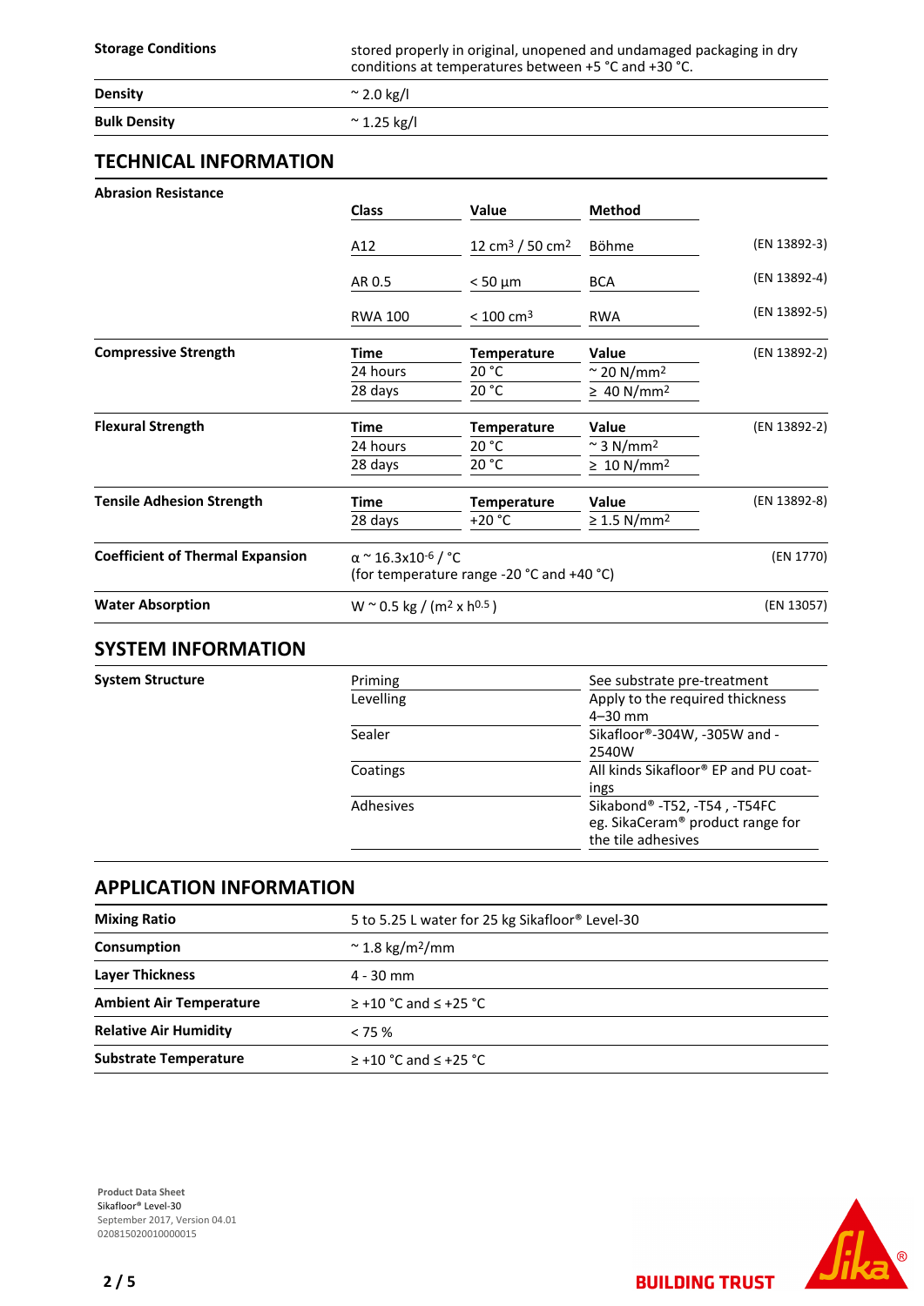| | |
|---|---|
| **Storage Conditions** | stored properly in original, unopened and undamaged packaging in dry conditions at temperatures between +5 °C and +30 °C. |
| **Density** | ~ 2.0 kg/l |
| **Bulk Density** | ~ 1.25 kg/l |

## TECHNICAL INFORMATION

**Abrasion Resistance**

| Class | Value | Method | |
|---|---|---|---|
| A12 | 12 cm³ / 50 cm² | Böhme | (EN 13892-3) |
| AR 0.5 | < 50 µm | BCA | (EN 13892-4) |
| RWA 100 | < 100 cm³ | RWA | (EN 13892-5) |

**Compressive Strength** (EN 13892-2)

| Time | Temperature | Value |
|---|---|---|
| 24 hours | 20 °C | ~ 20 N/mm² |
| 28 days | 20 °C | ≥ 40 N/mm² |

**Flexural Strength** (EN 13892-2)

| Time | Temperature | Value |
|---|---|---|
| 24 hours | 20 °C | ~ 3 N/mm² |
| 28 days | 20 °C | ≥ 10 N/mm² |

**Tensile Adhesion Strength** (EN 13892-8)

| Time | Temperature | Value |
|---|---|---|
| 28 days | +20 °C | ≥ 1.5 N/mm² |

| | | |
|---|---|---|
| **Coefficient of Thermal Expansion** | $\alpha$ ~ 16.3x10$^{-6}$ / °C (for temperature range -20 °C and +40 °C) | (EN 1770) |
| **Water Absorption** | W ~ 0.5 kg / (m² x h$^{0.5}$ ) | (EN 13057) |

## SYSTEM INFORMATION

**System Structure**

| | |
|---|---|
| Priming | See substrate pre-treatment |
| Levelling | Apply to the required thickness 4–30 mm |
| Sealer | Sikafloor®-304W, -305W and -2540W |
| Coatings | All kinds Sikafloor® EP and PU coatings |
| Adhesives | Sikabond® -T52, -T54 , -T54FC eg. SikaCeram® product range for the tile adhesives |

## APPLICATION INFORMATION

| | |
|---|---|
| **Mixing Ratio** | 5 to 5.25 L water for 25 kg Sikafloor® Level-30 |
| **Consumption** | ~ 1.8 kg/m²/mm |
| **Layer Thickness** | 4 - 30 mm |
| **Ambient Air Temperature** | ≥ +10 °C and ≤ +25 °C |
| **Relative Air Humidity** | < 75 % |
| **Substrate Temperature** | ≥ +10 °C and ≤ +25 °C |

**Product Data Sheet**
Sikafloor® Level-30
September 2017, Version 04.01
020815020010000015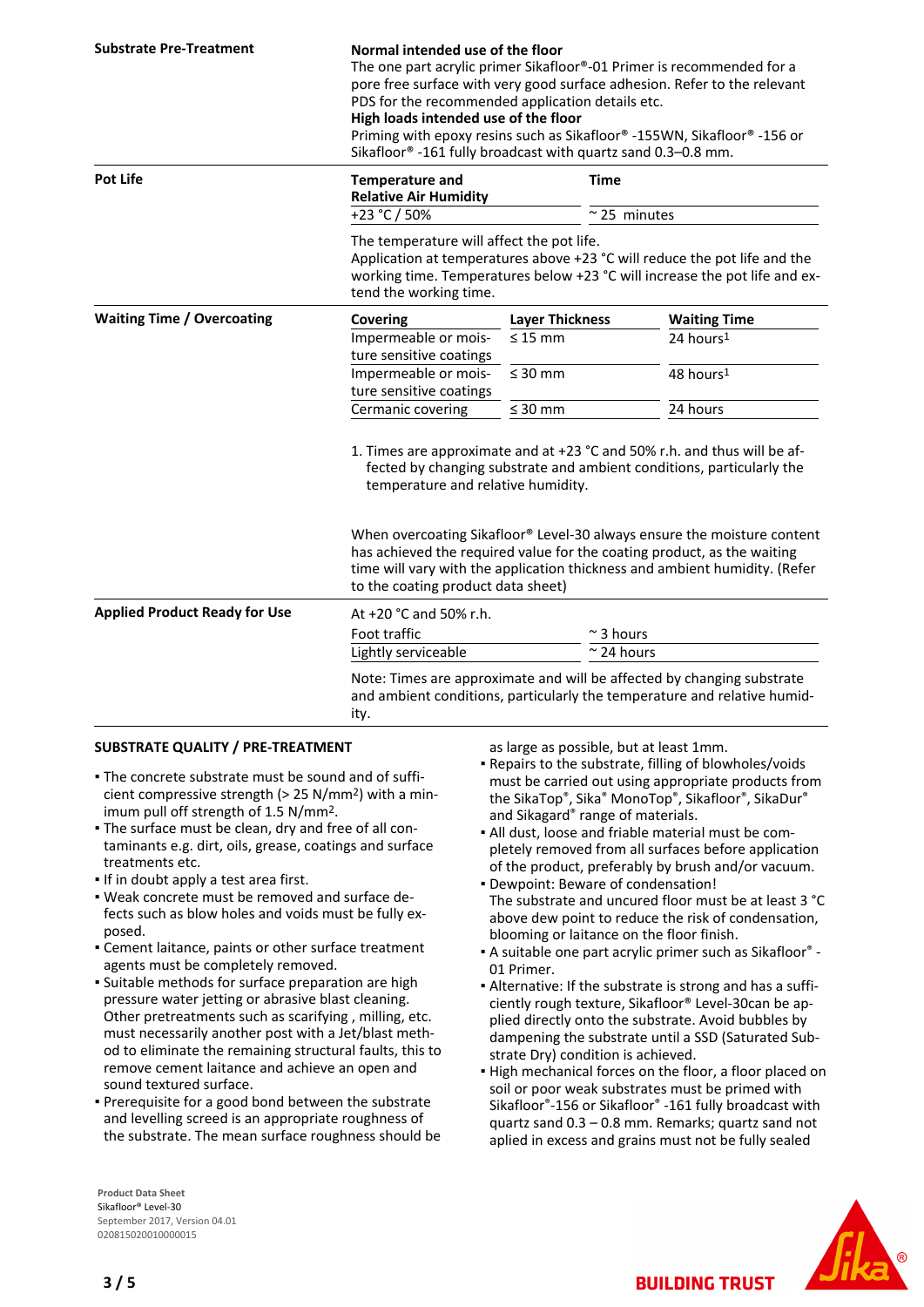**Substrate Pre-Treatment**

**Normal intended use of the floor**
The one part acrylic primer Sikafloor®-01 Primer is recommended for a pore free surface with very good surface adhesion. Refer to the relevant PDS for the recommended application details etc.
**High loads intended use of the floor**
Priming with epoxy resins such as Sikafloor® -155WN, Sikafloor® -156 or Sikafloor® -161 fully broadcast with quartz sand 0.3–0.8 mm.

**Pot Life**

| Temperature and Relative Air Humidity | Time |
|---|---|
| +23 °C / 50% | ~ 25 minutes |

The temperature will affect the pot life.
Application at temperatures above +23 °C will reduce the pot life and the working time. Temperatures below +23 °C will increase the pot life and extend the working time.

**Waiting Time / Overcoating**

| Covering | Layer Thickness | Waiting Time |
|---|---|---|
| Impermeable or moisture sensitive coatings | ≤ 15 mm | 24 hours[1] |
| Impermeable or moisture sensitive coatings | ≤ 30 mm | 48 hours[1] |
| Cermanic covering | ≤ 30 mm | 24 hours |

1. Times are approximate and at +23 °C and 50% r.h. and thus will be affected by changing substrate and ambient conditions, particularly the temperature and relative humidity.

When overcoating Sikafloor® Level-30 always ensure the moisture content has achieved the required value for the coating product, as the waiting time will vary with the application thickness and ambient humidity. (Refer to the coating product data sheet)

**Applied Product Ready for Use**

At +20 °C and 50% r.h.

| | |
|---|---|
| Foot traffic | ~ 3 hours |
| Lightly serviceable | ~ 24 hours |

Note: Times are approximate and will be affected by changing substrate and ambient conditions, particularly the temperature and relative humidity.

## SUBSTRATE QUALITY / PRE-TREATMENT

- The concrete substrate must be sound and of sufficient compressive strength (> 25 N/mm²) with a minimum pull off strength of 1.5 N/mm².
- The surface must be clean, dry and free of all contaminants e.g. dirt, oils, grease, coatings and surface treatments etc.
- If in doubt apply a test area first.
- Weak concrete must be removed and surface defects such as blow holes and voids must be fully exposed.
- Cement laitance, paints or other surface treatment agents must be completely removed.
- Suitable methods for surface preparation are high pressure water jetting or abrasive blast cleaning. Other pretreatments such as scarifying , milling, etc. must necessarily another post with a Jet/blast method to eliminate the remaining structural faults, this to remove cement laitance and achieve an open and sound textured surface.
- Prerequisite for a good bond between the substrate and levelling screed is an appropriate roughness of the substrate. The mean surface roughness should be as large as possible, but at least 1mm.
- Repairs to the substrate, filling of blowholes/voids must be carried out using appropriate products from the SikaTop®, Sika® MonoTop®, Sikafloor®, SikaDur® and Sikagard® range of materials.
- All dust, loose and friable material must be completely removed from all surfaces before application of the product, preferably by brush and/or vacuum.
- Dewpoint: Beware of condensation!
  The substrate and uncured floor must be at least 3 °C above dew point to reduce the risk of condensation, blooming or laitance on the floor finish.
- A suitable one part acrylic primer such as Sikafloor® -01 Primer.
- Alternative: If the substrate is strong and has a sufficiently rough texture, Sikafloor® Level-30can be applied directly onto the substrate. Avoid bubbles by dampening the substrate until a SSD (Saturated Substrate Dry) condition is achieved.
- High mechanical forces on the floor, a floor placed on soil or poor weak substrates must be primed with Sikafloor®-156 or Sikafloor® -161 fully broadcast with quartz sand 0.3 – 0.8 mm. Remarks; quartz sand not aplied in excess and grains must not be fully sealed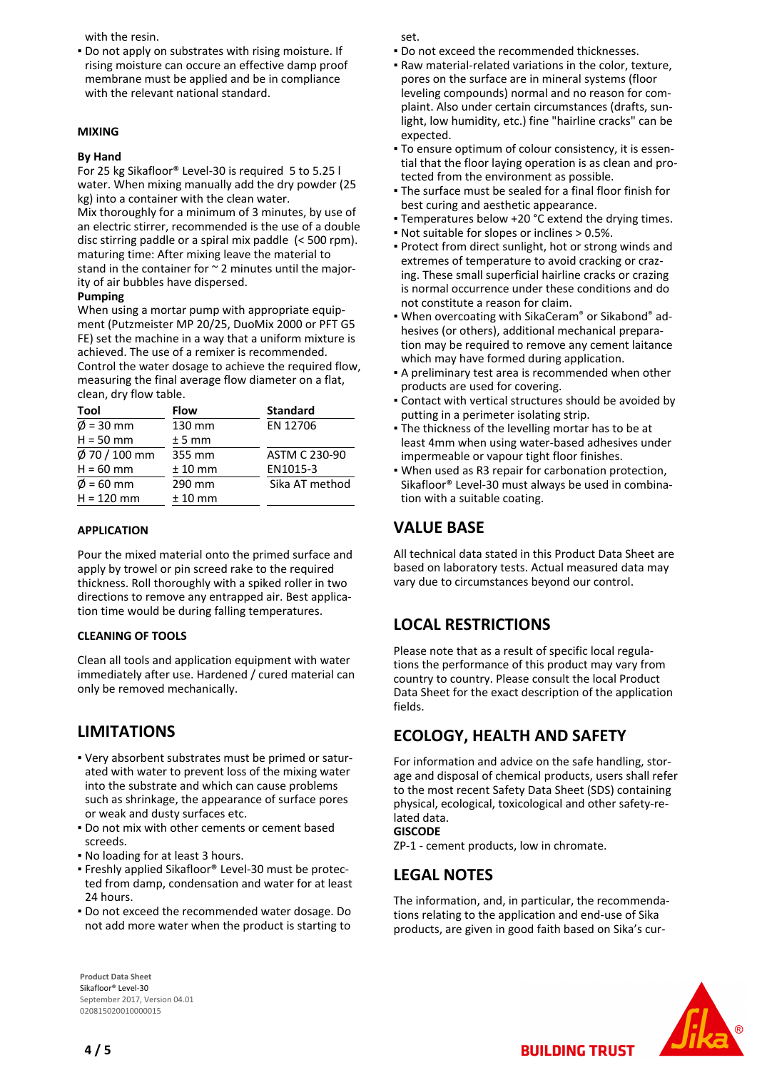with the resin.

- Do not apply on substrates with rising moisture. If rising moisture can occure an effective damp proof membrane must be applied and be in compliance with the relevant national standard.

### MIXING

**By Hand**

For 25 kg Sikafloor® Level-30 is required 5 to 5.25 l water. When mixing manually add the dry powder (25 kg) into a container with the clean water.
Mix thoroughly for a minimum of 3 minutes, by use of an electric stirrer, recommended is the use of a double disc stirring paddle or a spiral mix paddle (< 500 rpm).
maturing time: After mixing leave the material to stand in the container for ~ 2 minutes until the majority of air bubbles have dispersed.

**Pumping**

When using a mortar pump with appropriate equipment (Putzmeister MP 20/25, DuoMix 2000 or PFT G5 FE) set the machine in a way that a uniform mixture is achieved. The use of a remixer is recommended.
Control the water dosage to achieve the required flow, measuring the final average flow diameter on a flat, clean, dry flow table.

| Tool | Flow | Standard |
|---|---|---|
| Ø = 30 mm | 130 mm | EN 12706 |
| H = 50 mm | ± 5 mm | |
| Ø 70 / 100 mm | 355 mm | ASTM C 230-90 |
| H = 60 mm | ± 10 mm | EN1015-3 |
| Ø = 60 mm | 290 mm | Sika AT method |
| H = 120 mm | ± 10 mm | |

### APPLICATION

Pour the mixed material onto the primed surface and apply by trowel or pin screed rake to the required thickness. Roll thoroughly with a spiked roller in two directions to remove any entrapped air. Best application time would be during falling temperatures.

### CLEANING OF TOOLS

Clean all tools and application equipment with water immediately after use. Hardened / cured material can only be removed mechanically.

## LIMITATIONS

- Very absorbent substrates must be primed or saturated with water to prevent loss of the mixing water into the substrate and which can cause problems such as shrinkage, the appearance of surface pores or weak and dusty surfaces etc.
- Do not mix with other cements or cement based screeds.
- No loading for at least 3 hours.
- Freshly applied Sikafloor® Level-30 must be protected from damp, condensation and water for at least 24 hours.
- Do not exceed the recommended water dosage. Do not add more water when the product is starting to set.
- Do not exceed the recommended thicknesses.
- Raw material-related variations in the color, texture, pores on the surface are in mineral systems (floor leveling compounds) normal and no reason for complaint. Also under certain circumstances (drafts, sunlight, low humidity, etc.) fine "hairline cracks" can be expected.
- To ensure optimum of colour consistency, it is essential that the floor laying operation is as clean and protected from the environment as possible.
- The surface must be sealed for a final floor finish for best curing and aesthetic appearance.
- Temperatures below +20 °C extend the drying times.
- Not suitable for slopes or inclines > 0.5%.
- Protect from direct sunlight, hot or strong winds and extremes of temperature to avoid cracking or crazing. These small superficial hairline cracks or crazing is normal occurrence under these conditions and do not constitute a reason for claim.
- When overcoating with SikaCeram® or Sikabond® adhesives (or others), additional mechanical preparation may be required to remove any cement laitance which may have formed during application.
- A preliminary test area is recommended when other products are used for covering.
- Contact with vertical structures should be avoided by putting in a perimeter isolating strip.
- The thickness of the levelling mortar has to be at least 4mm when using water-based adhesives under impermeable or vapour tight floor finishes.
- When used as R3 repair for carbonation protection, Sikafloor® Level-30 must always be used in combination with a suitable coating.

## VALUE BASE

All technical data stated in this Product Data Sheet are based on laboratory tests. Actual measured data may vary due to circumstances beyond our control.

## LOCAL RESTRICTIONS

Please note that as a result of specific local regulations the performance of this product may vary from country to country. Please consult the local Product Data Sheet for the exact description of the application fields.

## ECOLOGY, HEALTH AND SAFETY

For information and advice on the safe handling, storage and disposal of chemical products, users shall refer to the most recent Safety Data Sheet (SDS) containing physical, ecological, toxicological and other safety-related data.

**GISCODE**

ZP-1 - cement products, low in chromate.

## LEGAL NOTES

The information, and, in particular, the recommendations relating to the application and end-use of Sika products, are given in good faith based on Sika's cur-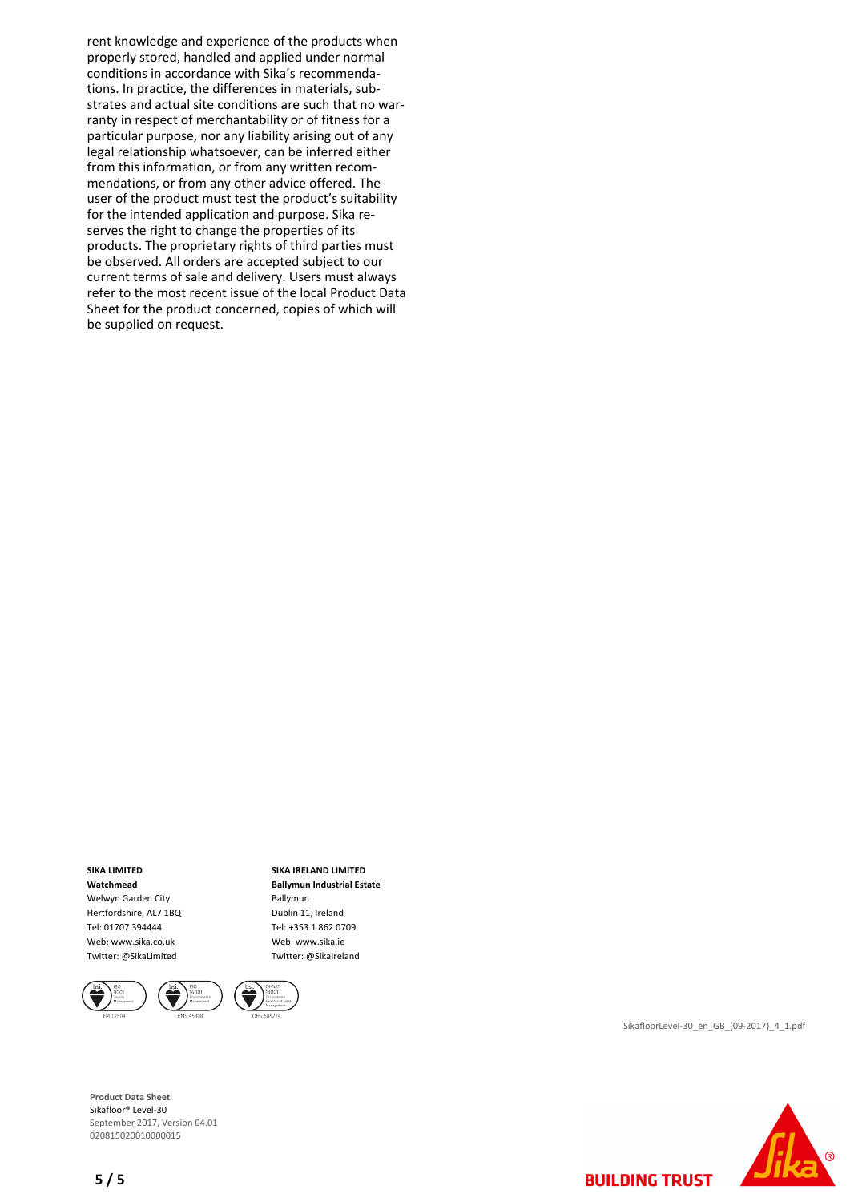rent knowledge and experience of the products when properly stored, handled and applied under normal conditions in accordance with Sika's recommendations. In practice, the differences in materials, substrates and actual site conditions are such that no warranty in respect of merchantability or of fitness for a particular purpose, nor any liability arising out of any legal relationship whatsoever, can be inferred either from this information, or from any written recommendations, or from any other advice offered. The user of the product must test the product's suitability for the intended application and purpose. Sika reserves the right to change the properties of its products. The proprietary rights of third parties must be observed. All orders are accepted subject to our current terms of sale and delivery. Users must always refer to the most recent issue of the local Product Data Sheet for the product concerned, copies of which will be supplied on request.

**SIKA LIMITED**
**Watchmead**
Welwyn Garden City
Hertfordshire, AL7 1BQ
Tel: 01707 394444
Web: www.sika.co.uk
Twitter: @SikaLimited

**SIKA IRELAND LIMITED**
**Ballymun Industrial Estate**
Ballymun
Dublin 11, Ireland
Tel: +353 1 862 0709
Web: www.sika.ie
Twitter: @SikaIreland

FM 12504 EMS 45308 OHS 585274

SikafloorLevel-30_en_GB_(09-2017)_4_1.pdf

**Product Data Sheet**
Sikafloor® Level-30
September 2017, Version 04.01
020815020010000015